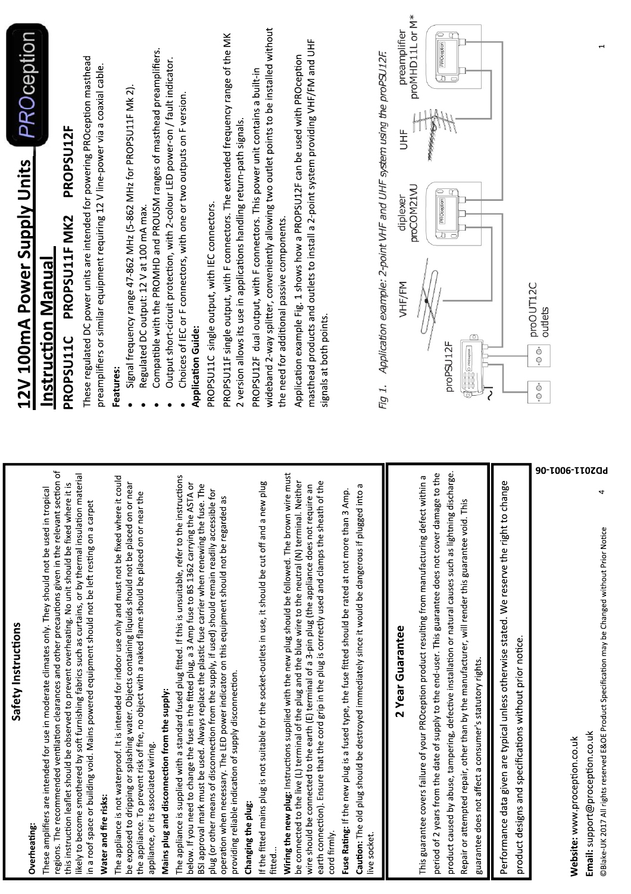# 12V 100mA Power Supply Units

## Instruction Manual

### PROPSU11C PROPSU11F MK2 PROPSU12F

These regulated DC power units are intended for powering PROception masthead preamplifiers or similar equipment requiring 12 V line-power via a coaxial cable.

**Features:**

- Signal frequency range 47-862 MHz (5-862 MHz for PROPSU11F Mk 2).
- Regulated DC output: 12 V at 100 mA max.
- Compatible with the PROMHD and PROUSM ranges of masthead preamplifiers.
- Output short-circuit protection, with 2-colour LED power-on / fault indicator.
- Choices of IEC or F connectors, with one or two outputs on F version.

**Application Guide:**

PROPSU11C single output, with IEC connectors.

PROPSU11F single output, with F connectors. The extended frequency range of the MK 2 version allows its use in applications handling return-path signals.

PROPSU12F dual output, with F connectors. This power unit contains a built-in wideband 2-way splitter, conveniently allowing two outlet points to be installed without the need for additional passive components.

Application example Fig. 1 shows how a PROPSU12F can be used with PROception masthead products and outlets to install a 2-point system providing VHF/FM and UHF signals at both points.

proPSU12F — VHF/FM — diplexer proCOM21VU — UHF — preamplifier proMHD11L or M* — proOUT12C outlets

*Fig 1. Application example: 2-point VHF and UHF system using the proPSU12F.*

## Safety Instructions

**Overheating:**

These amplifiers are intended for use in moderate climates only. They should not be used in tropical regions. The recommended ventilation clearances and other precautions given in the relevant section of this instruction leaflet should be observed to prevent overheating. No unit should be fixed where it is likely to become smothered by soft furnishing fabrics such as curtains, or by thermal insulation material in a roof space or building void. Mains powered equipment should not be left resting on a carpet

**Water and fire risks:**

The appliance is not waterproof. It is intended for indoor use only and must not be fixed where it could be exposed to dripping or splashing water. Objects containing liquids should not be placed on or near the appliance. To prevent risk of fire, no object with a naked flame should be placed on or near the appliance, or its associated wiring.

**Mains plug and disconnection from the supply:**

The appliance is supplied with a standard fused plug fitted. If this is unsuitable, refer to the instructions below. If you need to change the fuse in the fitted plug, a 3 Amp fuse to BS 1362 carrying the ASTA or BSI approval mark must be used. Always replace the plastic fuse carrier when renewing the fuse. The plug (or other means of disconnection from the supply, if used) should remain readily accessible for operation when necessary. The LED power indicator on this equipment should not be regarded as providing reliable indication of supply disconnection.

**Changing the plug:**

If the fitted mains plug is not suitable for the socket-outlets in use, it should be cut off and a new plug fitted...

**Wiring the new plug:** Instructions supplied with the new plug should be followed. The brown wire must be connected to the live (L) terminal of the plug and the blue wire to the neutral (N) terminal. Neither wire should be connected to the earth (E) terminal of a 3-pin plug (the appliance does not require an earth connection). Ensure that the cord grip in the plug is correctly used and clamps the sheath of the cord firmly.

**Fuse Rating:** If the new plug is a fused type, the fuse fitted should be rated at not more than 3 Amp.

**Caution:** The old plug should be destroyed immediately since it would be dangerous if plugged into a live socket.

## 2 Year Guarantee

This guarantee covers failure of your PROception product resulting from manufacturing defect within a period of 2 years from the date of supply to the end-user. This guarantee does not cover damage to the product caused by abuse, tampering, defective installation or natural causes such as lightning discharge. Repair or attempted repair, other than by the manufacturer, will render this guarantee void. This guarantee does not affect a consumer's statutory rights.

Performance data given are typical unless otherwise stated. We reserve the right to change product designs and specifications without prior notice.

**Website:** www.proception.co.uk

**Email:** support@proception.co.uk

©Blake-UK 2017 All rights reserved E&OE Product Specification may be Changed without Prior Notice

PD2011-9001-06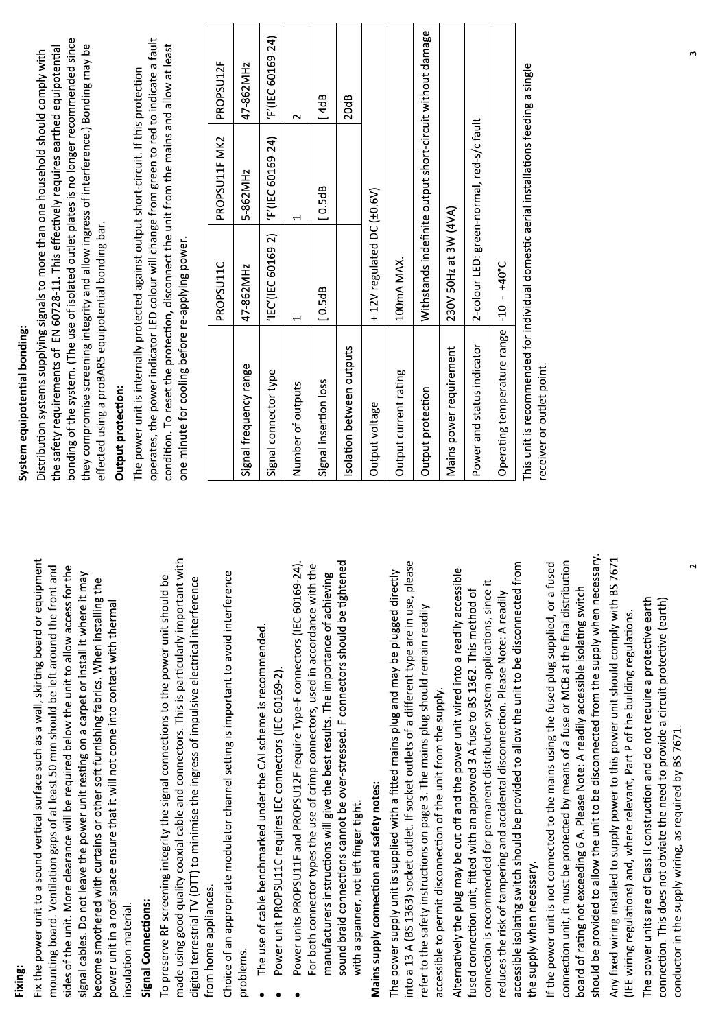**Fixing:**

Fix the power unit to a sound vertical surface such as a wall, skirting board or equipment mounting board. Ventilation gaps of at least 50 mm should be left around the front and sides of the unit. More clearance will be required below the unit to allow access for the signal cables. Do not leave the power unit resting on a carpet or install it where it may become smothered with curtains or other soft furnishing fabrics. When installing the power unit in a roof space ensure that it will not come into contact with thermal insulation material.

**Signal Connections:**

To preserve RF screening integrity the signal connections to the power unit should be made using good quality coaxial cable and connectors. This is particularly important with digital terrestrial TV (DTT) to minimise the ingress of impulsive electrical interference from home appliances.

Choice of an appropriate modulator channel setting is important to avoid interference problems.

- The use of cable benchmarked under the CAI scheme is recommended.
- Power unit PROPSU11C requires IEC connectors (IEC 60169-2).
- Power units PROPSU11F and PROPSU12F require Type-F connectors (IEC 60169-24). For both connector types the use of crimp connectors, used in accordance with the manufacturers instructions will give the best results. The importance of achieving sound braid connections cannot be over-stressed. F connectors should be tightened with a spanner, not left finger tight.

**Mains supply connection and safety notes:**

The power supply unit is supplied with a fitted mains plug and may be plugged directly into a 13 A (BS 1363) socket outlet. If socket outlets of a different type are in use, please refer to the safety instructions on page 3. The mains plug should remain readily accessible to permit disconnection of the unit from the supply.

Alternatively the plug may be cut off and the power unit wired into a readily accessible fused connection unit, fitted with an approved 3 A fuse to BS 1362. This method of connection is recommended for permanent distribution system applications, since it reduces the risk of tampering and accidental disconnection. Please Note: A readily accessible isolating switch should be provided to allow the unit to be disconnected from the supply when necessary.

If the power unit is not connected to the mains using the fused plug supplied, or a fused connection unit, it must be protected by means of a fuse or MCB at the final distribution board of rating not exceeding 6 A. Please Note: A readily accessible isolating switch should be provided to allow the unit to be disconnected from the supply when necessary.

Any fixed wiring installed to supply power to this power unit should comply with BS 7671 (IEE wiring regulations) and, where relevant, Part P of the building regulations.

The power units are of Class II construction and do not require a protective earth connection. This does not obviate the need to provide a circuit protective (earth) conductor in the supply wiring, as required by BS 7671.

**System equipotential bonding:**

Distribution systems supplying signals to more than one household should comply with the safety requirements of EN 60728-11. This effectively requires earthed equipotential bonding of the system. (The use of isolated outlet plates is no longer recommended since they compromise screening integrity and allow ingress of interference.) Bonding may be effected using a proBAR5 equipotential bonding bar.

**Output protection:**

The power unit is internally protected against output short-circuit. If this protection operates, the power indicator LED colour will change from green to red to indicate a fault condition. To reset the protection, disconnect the unit from the mains and allow at least one minute for cooling before re-applying power.

| | PROPSU11C | PROPSU11F MK2 | PROPSU12F |
|---|---|---|---|
| Signal frequency range | 47-862MHz | 5-862MHz | 47-862MHz |
| Signal connector type | 'IEC'(IEC 60169-2) | 'F'(IEC 60169-24) | 'F'(IEC 60169-24) |
| Number of outputs | 1 | 1 | 2 |
| Signal insertion loss | [ 0.5dB | [ 0.5dB | [ 4dB |
| Isolation between outputs | | | 20dB |
| Output voltage | + 12V regulated DC (±0.6V) | | |
| Output current rating | 100mA MAX. | | |
| Output protection | Withstands indefinite output short-circuit without damage | | |
| Mains power requirement | 230V 50Hz at 3W (4VA) | | |
| Power and status indicator | 2-colour LED: green-normal, red-s/c fault | | |
| Operating temperature range | -10 - +40°C | | |

This unit is recommended for individual domestic aerial installations feeding a single receiver or outlet point.